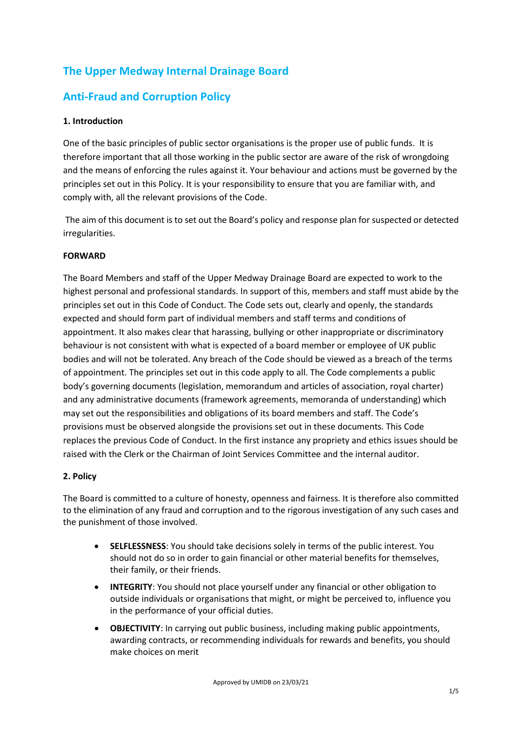# The Upper Medway Internal Drainage Board

## Anti-Fraud and Corruption Policy

### 1. Introduction

One of the basic principles of public sector organisations is the proper use of public funds. It is therefore important that all those working in the public sector are aware of the risk of wrongdoing and the means of enforcing the rules against it. Your behaviour and actions must be governed by the principles set out in this Policy. It is your responsibility to ensure that you are familiar with, and comply with, all the relevant provisions of the Code.

The aim of this document is to set out the Board's policy and response plan for suspected or detected irregularities.

### FORWARD

The Board Members and staff of the Upper Medway Drainage Board are expected to work to the highest personal and professional standards. In support of this, members and staff must abide by the principles set out in this Code of Conduct. The Code sets out, clearly and openly, the standards expected and should form part of individual members and staff terms and conditions of appointment. It also makes clear that harassing, bullying or other inappropriate or discriminatory behaviour is not consistent with what is expected of a board member or employee of UK public bodies and will not be tolerated. Any breach of the Code should be viewed as a breach of the terms of appointment. The principles set out in this code apply to all. The Code complements a public body's governing documents (legislation, memorandum and articles of association, royal charter) and any administrative documents (framework agreements, memoranda of understanding) which may set out the responsibilities and obligations of its board members and staff. The Code's provisions must be observed alongside the provisions set out in these documents. This Code replaces the previous Code of Conduct. In the first instance any propriety and ethics issues should be raised with the Clerk or the Chairman of Joint Services Committee and the internal auditor.

### 2. Policy

The Board is committed to a culture of honesty, openness and fairness. It is therefore also committed to the elimination of any fraud and corruption and to the rigorous investigation of any such cases and the punishment of those involved.

- **SELFLESSNESS**: You should take decisions solely in terms of the public interest. You should not do so in order to gain financial or other material benefits for themselves, their family, or their friends.
- **INTEGRITY**: You should not place yourself under any financial or other obligation to outside individuals or organisations that might, or might be perceived to, influence you in the performance of your official duties.
- **OBJECTIVITY**: In carrying out public business, including making public appointments, awarding contracts, or recommending individuals for rewards and benefits, you should make choices on merit

Approved by UMIDB on 23/03/21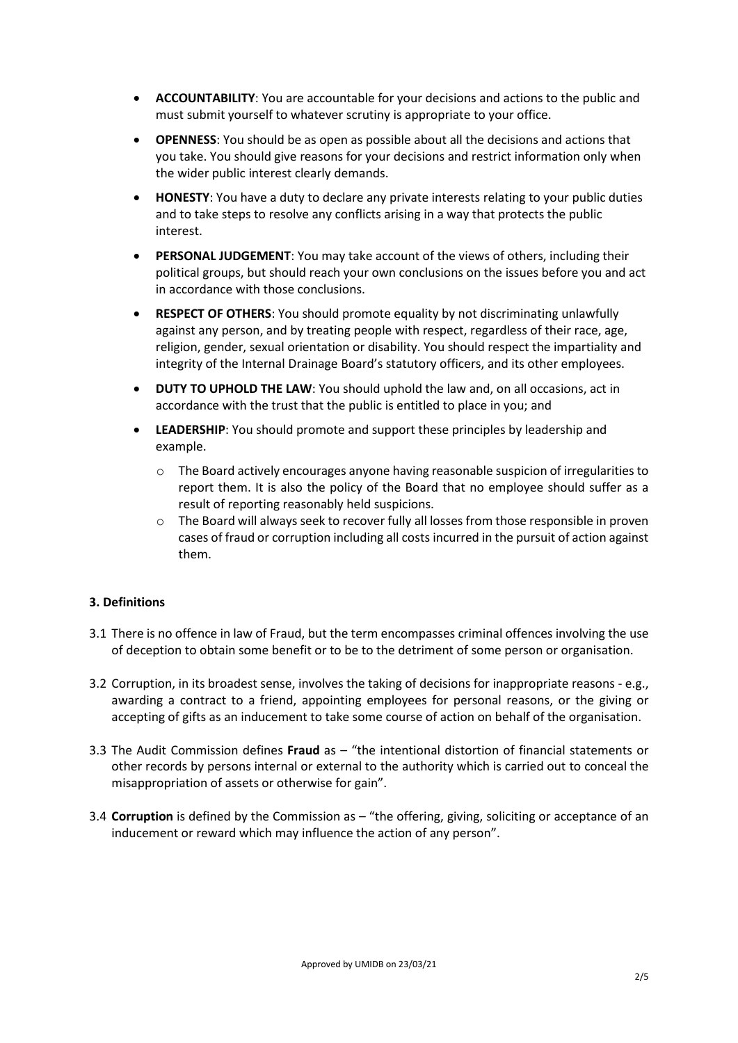- **ACCOUNTABILITY**: You are accountable for your decisions and actions to the public and must submit yourself to whatever scrutiny is appropriate to your office.
- **OPENNESS**: You should be as open as possible about all the decisions and actions that you take. You should give reasons for your decisions and restrict information only when the wider public interest clearly demands.
- **HONESTY**: You have a duty to declare any private interests relating to your public duties and to take steps to resolve any conflicts arising in a way that protects the public interest.
- **PERSONAL JUDGEMENT**: You may take account of the views of others, including their political groups, but should reach your own conclusions on the issues before you and act in accordance with those conclusions.
- **RESPECT OF OTHERS**: You should promote equality by not discriminating unlawfully against any person, and by treating people with respect, regardless of their race, age, religion, gender, sexual orientation or disability. You should respect the impartiality and integrity of the Internal Drainage Board's statutory officers, and its other employees.
- **DUTY TO UPHOLD THE LAW**: You should uphold the law and, on all occasions, act in accordance with the trust that the public is entitled to place in you; and
- **LEADERSHIP**: You should promote and support these principles by leadership and example.
  - The Board actively encourages anyone having reasonable suspicion of irregularities to report them. It is also the policy of the Board that no employee should suffer as a result of reporting reasonably held suspicions.
  - The Board will always seek to recover fully all losses from those responsible in proven cases of fraud or corruption including all costs incurred in the pursuit of action against them.

### 3. Definitions

3.1 There is no offence in law of Fraud, but the term encompasses criminal offences involving the use of deception to obtain some benefit or to be to the detriment of some person or organisation.

3.2 Corruption, in its broadest sense, involves the taking of decisions for inappropriate reasons - e.g., awarding a contract to a friend, appointing employees for personal reasons, or the giving or accepting of gifts as an inducement to take some course of action on behalf of the organisation.

3.3 The Audit Commission defines **Fraud** as – "the intentional distortion of financial statements or other records by persons internal or external to the authority which is carried out to conceal the misappropriation of assets or otherwise for gain".

3.4 **Corruption** is defined by the Commission as – "the offering, giving, soliciting or acceptance of an inducement or reward which may influence the action of any person".

Approved by UMIDB on 23/03/21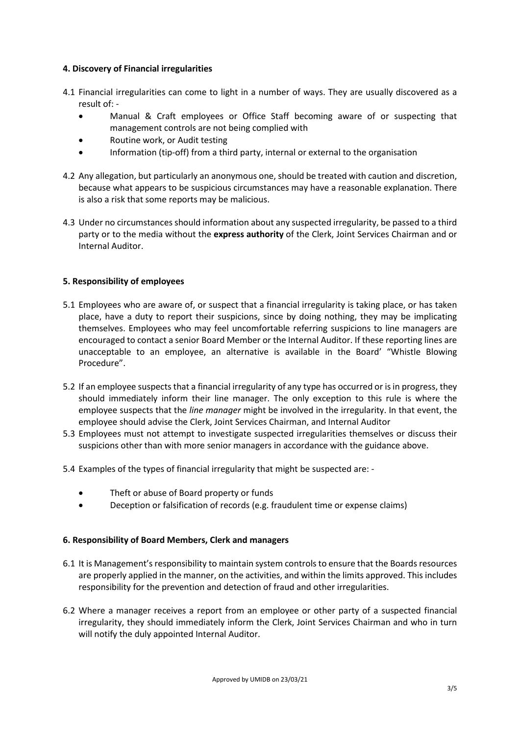**4. Discovery of Financial irregularities**

4.1 Financial irregularities can come to light in a number of ways. They are usually discovered as a result of: -

- Manual & Craft employees or Office Staff becoming aware of or suspecting that management controls are not being complied with
- Routine work, or Audit testing
- Information (tip-off) from a third party, internal or external to the organisation

4.2 Any allegation, but particularly an anonymous one, should be treated with caution and discretion, because what appears to be suspicious circumstances may have a reasonable explanation. There is also a risk that some reports may be malicious.

4.3 Under no circumstances should information about any suspected irregularity, be passed to a third party or to the media without the **express authority** of the Clerk, Joint Services Chairman and or Internal Auditor.

**5. Responsibility of employees**

5.1 Employees who are aware of, or suspect that a financial irregularity is taking place, or has taken place, have a duty to report their suspicions, since by doing nothing, they may be implicating themselves. Employees who may feel uncomfortable referring suspicions to line managers are encouraged to contact a senior Board Member or the Internal Auditor. If these reporting lines are unacceptable to an employee, an alternative is available in the Board' "Whistle Blowing Procedure".

5.2 If an employee suspects that a financial irregularity of any type has occurred or is in progress, they should immediately inform their line manager. The only exception to this rule is where the employee suspects that the *line manager* might be involved in the irregularity. In that event, the employee should advise the Clerk, Joint Services Chairman, and Internal Auditor

5.3 Employees must not attempt to investigate suspected irregularities themselves or discuss their suspicions other than with more senior managers in accordance with the guidance above.

5.4 Examples of the types of financial irregularity that might be suspected are: -

- Theft or abuse of Board property or funds
- Deception or falsification of records (e.g. fraudulent time or expense claims)

**6. Responsibility of Board Members, Clerk and managers**

6.1 It is Management's responsibility to maintain system controls to ensure that the Boards resources are properly applied in the manner, on the activities, and within the limits approved. This includes responsibility for the prevention and detection of fraud and other irregularities.

6.2 Where a manager receives a report from an employee or other party of a suspected financial irregularity, they should immediately inform the Clerk, Joint Services Chairman and who in turn will notify the duly appointed Internal Auditor.

Approved by UMIDB on 23/03/21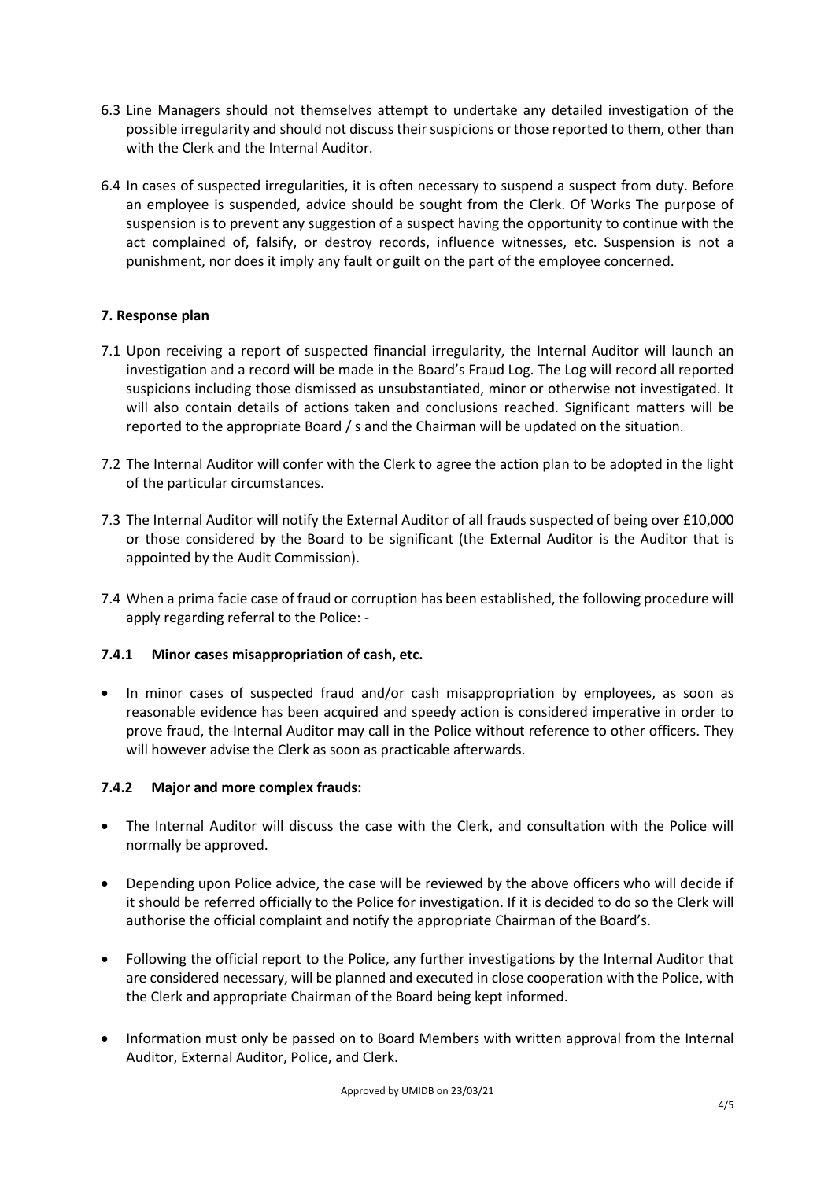6.3 Line Managers should not themselves attempt to undertake any detailed investigation of the possible irregularity and should not discuss their suspicions or those reported to them, other than with the Clerk and the Internal Auditor.

6.4 In cases of suspected irregularities, it is often necessary to suspend a suspect from duty. Before an employee is suspended, advice should be sought from the Clerk. Of Works The purpose of suspension is to prevent any suggestion of a suspect having the opportunity to continue with the act complained of, falsify, or destroy records, influence witnesses, etc. Suspension is not a punishment, nor does it imply any fault or guilt on the part of the employee concerned.

## 7. Response plan

7.1 Upon receiving a report of suspected financial irregularity, the Internal Auditor will launch an investigation and a record will be made in the Board's Fraud Log. The Log will record all reported suspicions including those dismissed as unsubstantiated, minor or otherwise not investigated. It will also contain details of actions taken and conclusions reached. Significant matters will be reported to the appropriate Board / s and the Chairman will be updated on the situation.

7.2 The Internal Auditor will confer with the Clerk to agree the action plan to be adopted in the light of the particular circumstances.

7.3 The Internal Auditor will notify the External Auditor of all frauds suspected of being over £10,000 or those considered by the Board to be significant (the External Auditor is the Auditor that is appointed by the Audit Commission).

7.4 When a prima facie case of fraud or corruption has been established, the following procedure will apply regarding referral to the Police: -

### 7.4.1 Minor cases misappropriation of cash, etc.

- In minor cases of suspected fraud and/or cash misappropriation by employees, as soon as reasonable evidence has been acquired and speedy action is considered imperative in order to prove fraud, the Internal Auditor may call in the Police without reference to other officers. They will however advise the Clerk as soon as practicable afterwards.

### 7.4.2 Major and more complex frauds:

- The Internal Auditor will discuss the case with the Clerk, and consultation with the Police will normally be approved.
- Depending upon Police advice, the case will be reviewed by the above officers who will decide if it should be referred officially to the Police for investigation. If it is decided to do so the Clerk will authorise the official complaint and notify the appropriate Chairman of the Board's.
- Following the official report to the Police, any further investigations by the Internal Auditor that are considered necessary, will be planned and executed in close cooperation with the Police, with the Clerk and appropriate Chairman of the Board being kept informed.
- Information must only be passed on to Board Members with written approval from the Internal Auditor, External Auditor, Police, and Clerk.

Approved by UMIDB on 23/03/21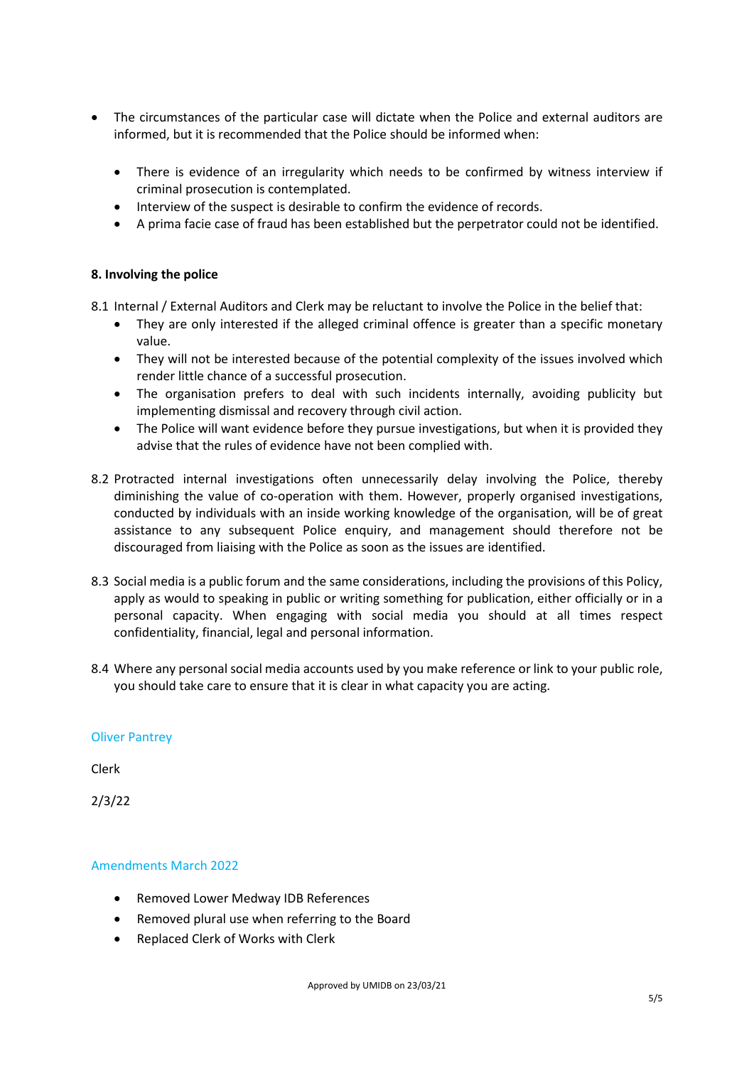- The circumstances of the particular case will dictate when the Police and external auditors are informed, but it is recommended that the Police should be informed when:

  - There is evidence of an irregularity which needs to be confirmed by witness interview if criminal prosecution is contemplated.
  - Interview of the suspect is desirable to confirm the evidence of records.
  - A prima facie case of fraud has been established but the perpetrator could not be identified.

### 8. Involving the police

8.1 Internal / External Auditors and Clerk may be reluctant to involve the Police in the belief that:

- They are only interested if the alleged criminal offence is greater than a specific monetary value.
- They will not be interested because of the potential complexity of the issues involved which render little chance of a successful prosecution.
- The organisation prefers to deal with such incidents internally, avoiding publicity but implementing dismissal and recovery through civil action.
- The Police will want evidence before they pursue investigations, but when it is provided they advise that the rules of evidence have not been complied with.

8.2 Protracted internal investigations often unnecessarily delay involving the Police, thereby diminishing the value of co-operation with them. However, properly organised investigations, conducted by individuals with an inside working knowledge of the organisation, will be of great assistance to any subsequent Police enquiry, and management should therefore not be discouraged from liaising with the Police as soon as the issues are identified.

8.3 Social media is a public forum and the same considerations, including the provisions of this Policy, apply as would to speaking in public or writing something for publication, either officially or in a personal capacity. When engaging with social media you should at all times respect confidentiality, financial, legal and personal information.

8.4 Where any personal social media accounts used by you make reference or link to your public role, you should take care to ensure that it is clear in what capacity you are acting.

Oliver Pantrey

Clerk

2/3/22

Amendments March 2022

- Removed Lower Medway IDB References
- Removed plural use when referring to the Board
- Replaced Clerk of Works with Clerk

Approved by UMIDB on 23/03/21